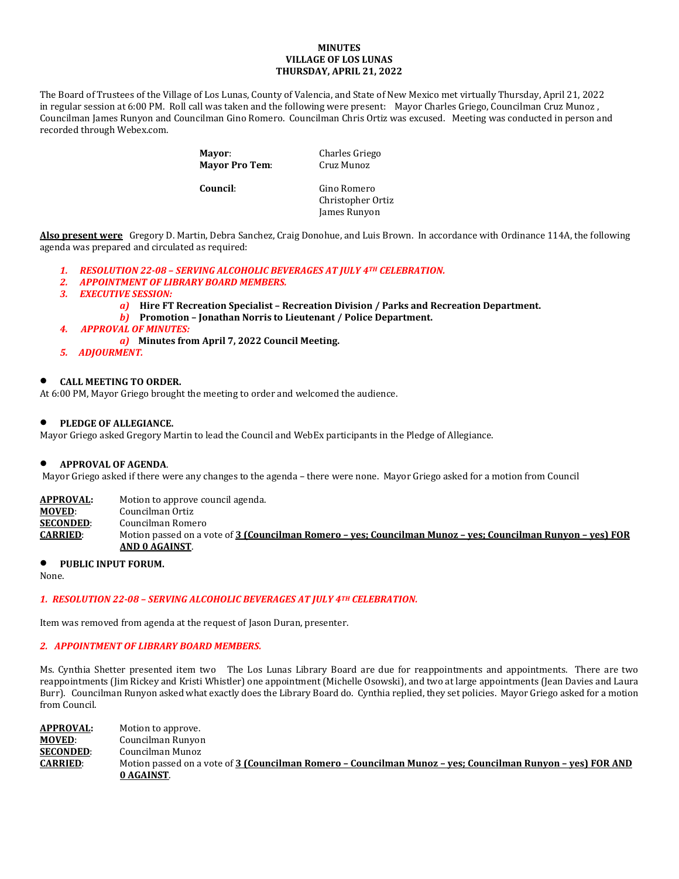**MINUTES**
**VILLAGE OF LOS LUNAS**
**THURSDAY, APRIL 21, 2022**

The Board of Trustees of the Village of Los Lunas, County of Valencia, and State of New Mexico met virtually Thursday, April 21, 2022 in regular session at 6:00 PM. Roll call was taken and the following were present: Mayor Charles Griego, Councilman Cruz Munoz , Councilman James Runyon and Councilman Gino Romero. Councilman Chris Ortiz was excused. Meeting was conducted in person and recorded through Webex.com.

| | |
|---|---|
| **Mayor**: | Charles Griego |
| **Mayor Pro Tem**: | Cruz Munoz |
| **Council**: | Gino Romero |
| | Christopher Ortiz |
| | James Runyon |

**Also present were** Gregory D. Martin, Debra Sanchez, Craig Donohue, and Luis Brown. In accordance with Ordinance 114A, the following agenda was prepared and circulated as required:

1. ***RESOLUTION 22-08 – SERVING ALCOHOLIC BEVERAGES AT JULY 4TH CELEBRATION.***
2. ***APPOINTMENT OF LIBRARY BOARD MEMBERS.***
3. ***EXECUTIVE SESSION:***
   a) **Hire FT Recreation Specialist – Recreation Division / Parks and Recreation Department.**
   b) **Promotion – Jonathan Norris to Lieutenant / Police Department.**
4. ***APPROVAL OF MINUTES:***
   a) **Minutes from April 7, 2022 Council Meeting.**
5. ***ADJOURMENT.***

- **CALL MEETING TO ORDER.**

At 6:00 PM, Mayor Griego brought the meeting to order and welcomed the audience.

- **PLEDGE OF ALLEGIANCE.**

Mayor Griego asked Gregory Martin to lead the Council and WebEx participants in the Pledge of Allegiance.

- **APPROVAL OF AGENDA**.

Mayor Griego asked if there were any changes to the agenda – there were none. Mayor Griego asked for a motion from Council

| | |
|---|---|
| **APPROVAL:** | Motion to approve council agenda. |
| **MOVED**: | Councilman Ortiz |
| **SECONDED**: | Councilman Romero |
| **CARRIED**: | Motion passed on a vote of **3 (Councilman Romero – yes; Councilman Munoz – yes; Councilman Runyon – yes) FOR AND 0 AGAINST**. |

- **PUBLIC INPUT FORUM.**

None.

## *1. RESOLUTION 22-08 – SERVING ALCOHOLIC BEVERAGES AT JULY 4TH CELEBRATION.*

Item was removed from agenda at the request of Jason Duran, presenter.

## *2. APPOINTMENT OF LIBRARY BOARD MEMBERS.*

Ms. Cynthia Shetter presented item two The Los Lunas Library Board are due for reappointments and appointments. There are two reappointments (Jim Rickey and Kristi Whistler) one appointment (Michelle Osowski), and two at large appointments (Jean Davies and Laura Burr). Councilman Runyon asked what exactly does the Library Board do. Cynthia replied, they set policies. Mayor Griego asked for a motion from Council.

| | |
|---|---|
| **APPROVAL:** | Motion to approve. |
| **MOVED**: | Councilman Runyon |
| **SECONDED**: | Councilman Munoz |
| **CARRIED**: | Motion passed on a vote of **3 (Councilman Romero – Councilman Munoz – yes; Councilman Runyon – yes) FOR AND 0 AGAINST**. |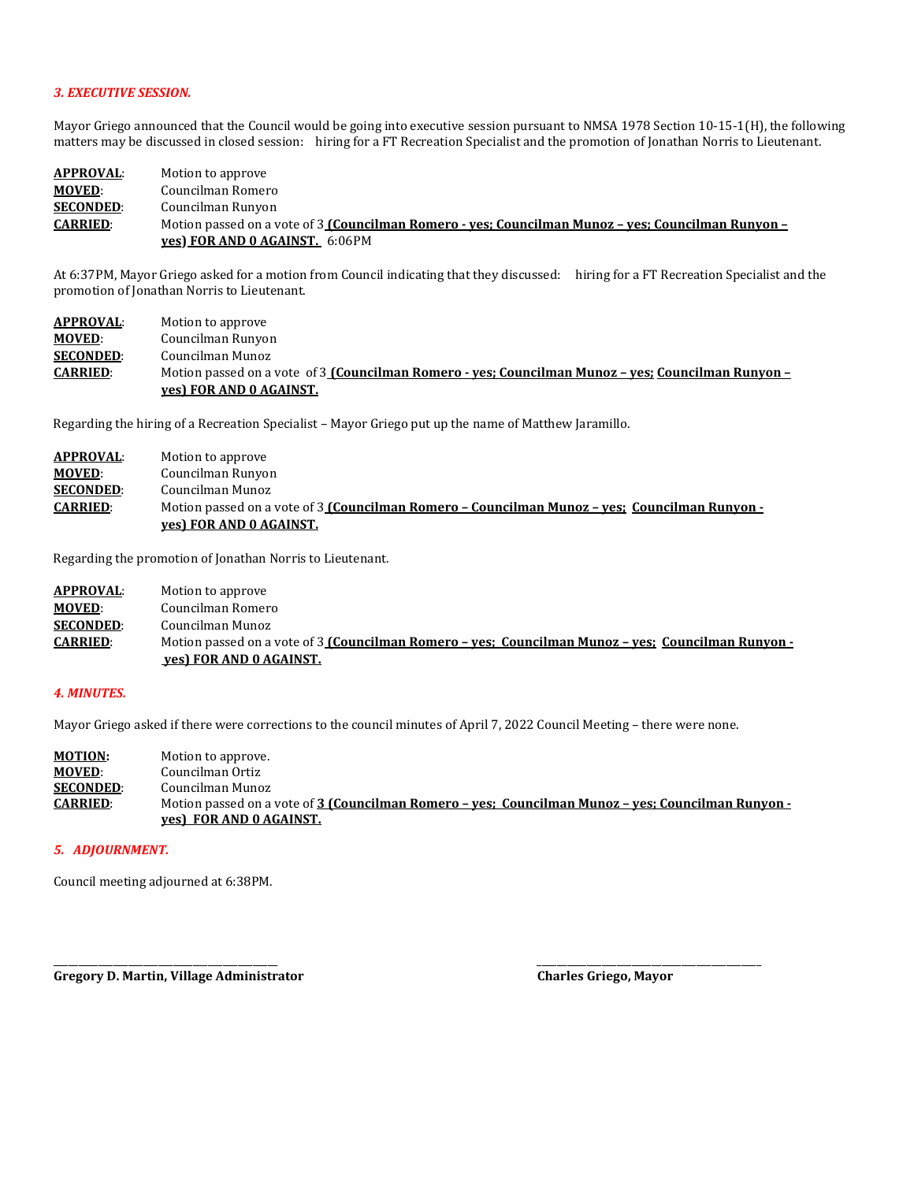### *3. EXECUTIVE SESSION.*

Mayor Griego announced that the Council would be going into executive session pursuant to NMSA 1978 Section 10-15-1(H), the following matters may be discussed in closed session: hiring for a FT Recreation Specialist and the promotion of Jonathan Norris to Lieutenant.

| | |
|---|---|
| **APPROVAL**: | Motion to approve |
| **MOVED**: | Councilman Romero |
| **SECONDED**: | Councilman Runyon |
| **CARRIED**: | Motion passed on a vote of 3 **(Councilman Romero - yes; Councilman Munoz – yes; Councilman Runyon – yes) FOR AND 0 AGAINST.** 6:06PM |

At 6:37PM, Mayor Griego asked for a motion from Council indicating that they discussed: hiring for a FT Recreation Specialist and the promotion of Jonathan Norris to Lieutenant.

| | |
|---|---|
| **APPROVAL**: | Motion to approve |
| **MOVED**: | Councilman Runyon |
| **SECONDED**: | Councilman Munoz |
| **CARRIED**: | Motion passed on a vote of 3 **(Councilman Romero - yes; Councilman Munoz – yes; Councilman Runyon – yes) FOR AND 0 AGAINST.** |

Regarding the hiring of a Recreation Specialist – Mayor Griego put up the name of Matthew Jaramillo.

| | |
|---|---|
| **APPROVAL**: | Motion to approve |
| **MOVED**: | Councilman Runyon |
| **SECONDED**: | Councilman Munoz |
| **CARRIED**: | Motion passed on a vote of 3 **(Councilman Romero – Councilman Munoz – yes; Councilman Runyon - yes) FOR AND 0 AGAINST.** |

Regarding the promotion of Jonathan Norris to Lieutenant.

| | |
|---|---|
| **APPROVAL**: | Motion to approve |
| **MOVED**: | Councilman Romero |
| **SECONDED**: | Councilman Munoz |
| **CARRIED**: | Motion passed on a vote of 3 **(Councilman Romero – yes; Councilman Munoz – yes; Councilman Runyon - yes) FOR AND 0 AGAINST.** |

### *4. MINUTES.*

Mayor Griego asked if there were corrections to the council minutes of April 7, 2022 Council Meeting – there were none.

| | |
|---|---|
| **MOTION:** | Motion to approve. |
| **MOVED**: | Councilman Ortiz |
| **SECONDED**: | Councilman Munoz |
| **CARRIED**: | Motion passed on a vote of **3 (Councilman Romero – yes; Councilman Munoz – yes; Councilman Runyon - yes) FOR AND 0 AGAINST.** |

### *5. ADJOURNMENT.*

Council meeting adjourned at 6:38PM.

\_\_\_\_\_\_\_\_\_\_\_\_\_\_\_\_\_\_\_\_\_\_\_\_\_\_\_\_\_\_\_\_\_\_\_\_
**Gregory D. Martin, Village Administrator**

\_\_\_\_\_\_\_\_\_\_\_\_\_\_\_\_\_\_\_\_\_\_\_\_\_\_\_\_\_\_\_\_\_\_\_\_
**Charles Griego, Mayor**